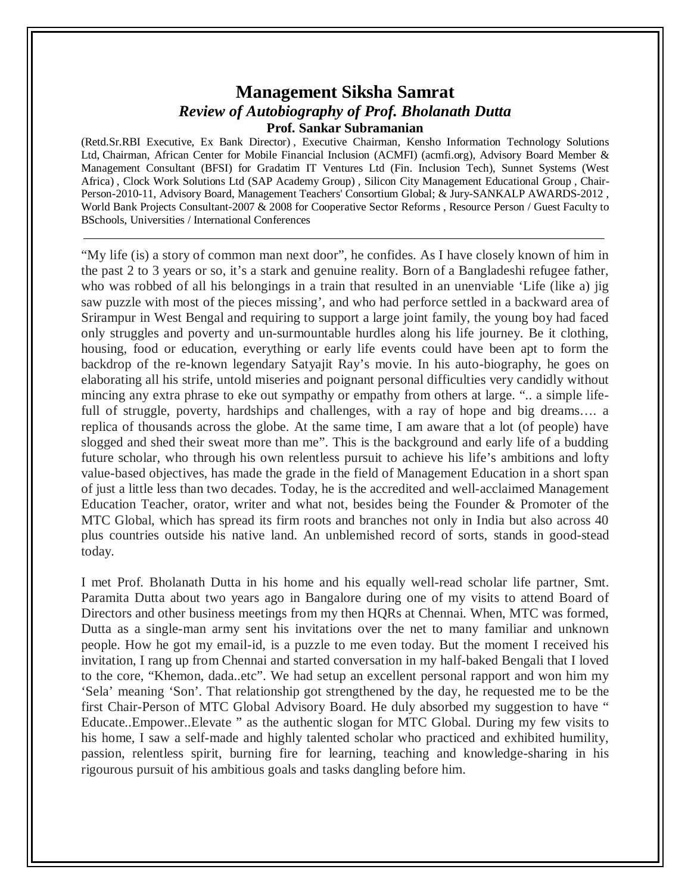# Management Siksha Samrat

## *Review of Autobiography of Prof. Bholanath Dutta*

**Prof. Sankar Subramanian**

(Retd.Sr.RBI Executive, Ex Bank Director) , Executive Chairman, Kensho Information Technology Solutions Ltd, Chairman, African Center for Mobile Financial Inclusion (ACMFI) (acmfi.org), Advisory Board Member & Management Consultant (BFSI) for Gradatim IT Ventures Ltd (Fin. Inclusion Tech), Sunnet Systems (West Africa) , Clock Work Solutions Ltd (SAP Academy Group) , Silicon City Management Educational Group , Chair-Person-2010-11, Advisory Board, Management Teachers' Consortium Global; & Jury-SANKALP AWARDS-2012 , World Bank Projects Consultant-2007 & 2008 for Cooperative Sector Reforms , Resource Person / Guest Faculty to BSchools, Universities / International Conferences

---

"My life (is) a story of common man next door", he confides. As I have closely known of him in the past 2 to 3 years or so, it's a stark and genuine reality. Born of a Bangladeshi refugee father, who was robbed of all his belongings in a train that resulted in an unenviable 'Life (like a) jig saw puzzle with most of the pieces missing', and who had perforce settled in a backward area of Srirampur in West Bengal and requiring to support a large joint family, the young boy had faced only struggles and poverty and un-surmountable hurdles along his life journey. Be it clothing, housing, food or education, everything or early life events could have been apt to form the backdrop of the re-known legendary Satyajit Ray's movie. In his auto-biography, he goes on elaborating all his strife, untold miseries and poignant personal difficulties very candidly without mincing any extra phrase to eke out sympathy or empathy from others at large. ".. a simple life-full of struggle, poverty, hardships and challenges, with a ray of hope and big dreams…. a replica of thousands across the globe. At the same time, I am aware that a lot (of people) have slogged and shed their sweat more than me". This is the background and early life of a budding future scholar, who through his own relentless pursuit to achieve his life's ambitions and lofty value-based objectives, has made the grade in the field of Management Education in a short span of just a little less than two decades. Today, he is the accredited and well-acclaimed Management Education Teacher, orator, writer and what not, besides being the Founder & Promoter of the MTC Global, which has spread its firm roots and branches not only in India but also across 40 plus countries outside his native land. An unblemished record of sorts, stands in good-stead today.

I met Prof. Bholanath Dutta in his home and his equally well-read scholar life partner, Smt. Paramita Dutta about two years ago in Bangalore during one of my visits to attend Board of Directors and other business meetings from my then HQRs at Chennai. When, MTC was formed, Dutta as a single-man army sent his invitations over the net to many familiar and unknown people. How he got my email-id, is a puzzle to me even today. But the moment I received his invitation, I rang up from Chennai and started conversation in my half-baked Bengali that I loved to the core, "Khemon, dada..etc". We had setup an excellent personal rapport and won him my 'Sela' meaning 'Son'. That relationship got strengthened by the day, he requested me to be the first Chair-Person of MTC Global Advisory Board. He duly absorbed my suggestion to have " Educate..Empower..Elevate " as the authentic slogan for MTC Global. During my few visits to his home, I saw a self-made and highly talented scholar who practiced and exhibited humility, passion, relentless spirit, burning fire for learning, teaching and knowledge-sharing in his rigourous pursuit of his ambitious goals and tasks dangling before him.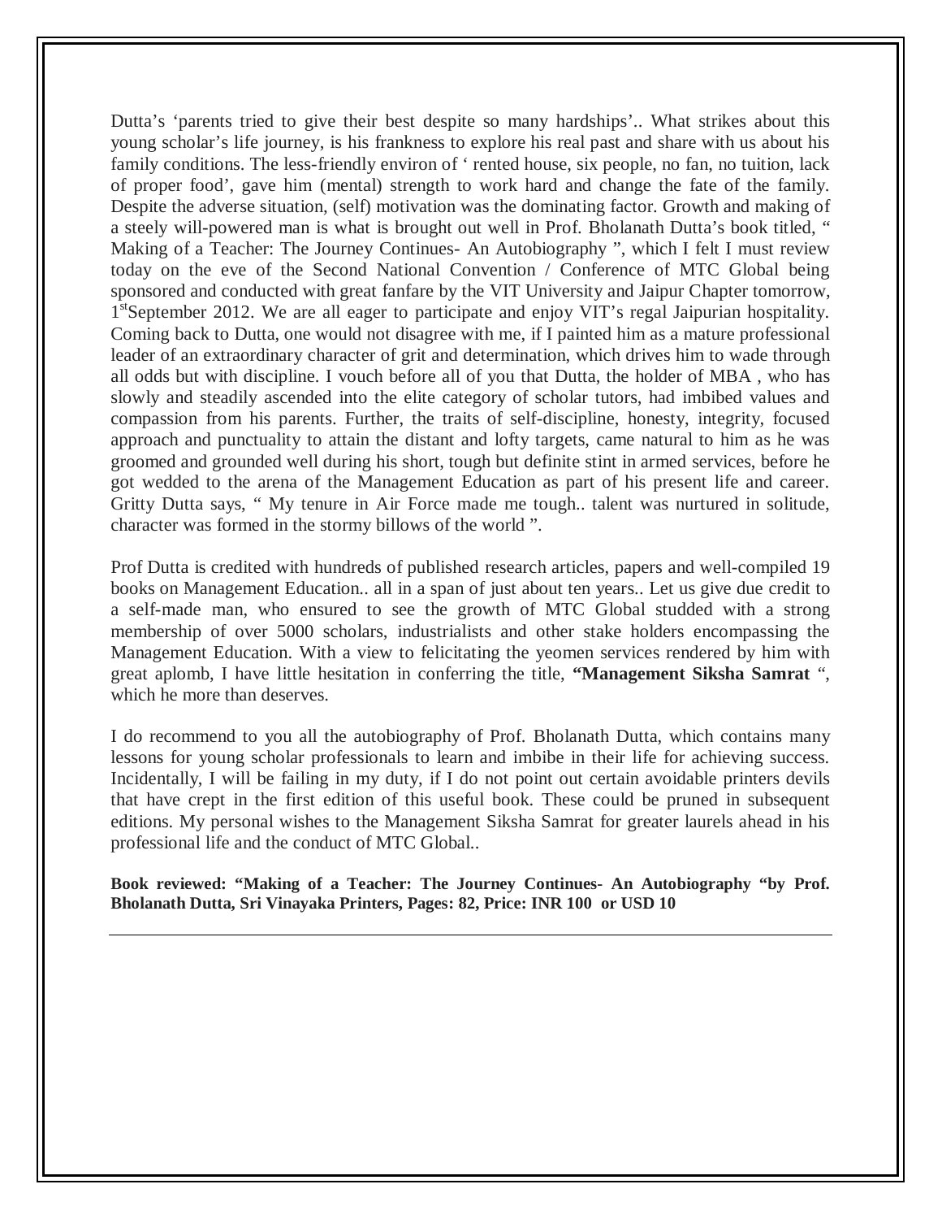Dutta's 'parents tried to give their best despite so many hardships'.. What strikes about this young scholar's life journey, is his frankness to explore his real past and share with us about his family conditions. The less-friendly environ of ' rented house, six people, no fan, no tuition, lack of proper food', gave him (mental) strength to work hard and change the fate of the family. Despite the adverse situation, (self) motivation was the dominating factor. Growth and making of a steely will-powered man is what is brought out well in Prof. Bholanath Dutta's book titled, " Making of a Teacher: The Journey Continues- An Autobiography ", which I felt I must review today on the eve of the Second National Convention / Conference of MTC Global being sponsored and conducted with great fanfare by the VIT University and Jaipur Chapter tomorrow, 1st September 2012. We are all eager to participate and enjoy VIT's regal Jaipurian hospitality. Coming back to Dutta, one would not disagree with me, if I painted him as a mature professional leader of an extraordinary character of grit and determination, which drives him to wade through all odds but with discipline. I vouch before all of you that Dutta, the holder of MBA , who has slowly and steadily ascended into the elite category of scholar tutors, had imbibed values and compassion from his parents. Further, the traits of self-discipline, honesty, integrity, focused approach and punctuality to attain the distant and lofty targets, came natural to him as he was groomed and grounded well during his short, tough but definite stint in armed services, before he got wedded to the arena of the Management Education as part of his present life and career. Gritty Dutta says, " My tenure in Air Force made me tough.. talent was nurtured in solitude, character was formed in the stormy billows of the world ".

Prof Dutta is credited with hundreds of published research articles, papers and well-compiled 19 books on Management Education.. all in a span of just about ten years.. Let us give due credit to a self-made man, who ensured to see the growth of MTC Global studded with a strong membership of over 5000 scholars, industrialists and other stake holders encompassing the Management Education. With a view to felicitating the yeomen services rendered by him with great aplomb, I have little hesitation in conferring the title, **"Management Siksha Samrat** ", which he more than deserves.

I do recommend to you all the autobiography of Prof. Bholanath Dutta, which contains many lessons for young scholar professionals to learn and imbibe in their life for achieving success. Incidentally, I will be failing in my duty, if I do not point out certain avoidable printers devils that have crept in the first edition of this useful book. These could be pruned in subsequent editions. My personal wishes to the Management Siksha Samrat for greater laurels ahead in his professional life and the conduct of MTC Global..

**Book reviewed: "Making of a Teacher: The Journey Continues- An Autobiography "by Prof. Bholanath Dutta, Sri Vinayaka Printers, Pages: 82, Price: INR 100 or USD 10**